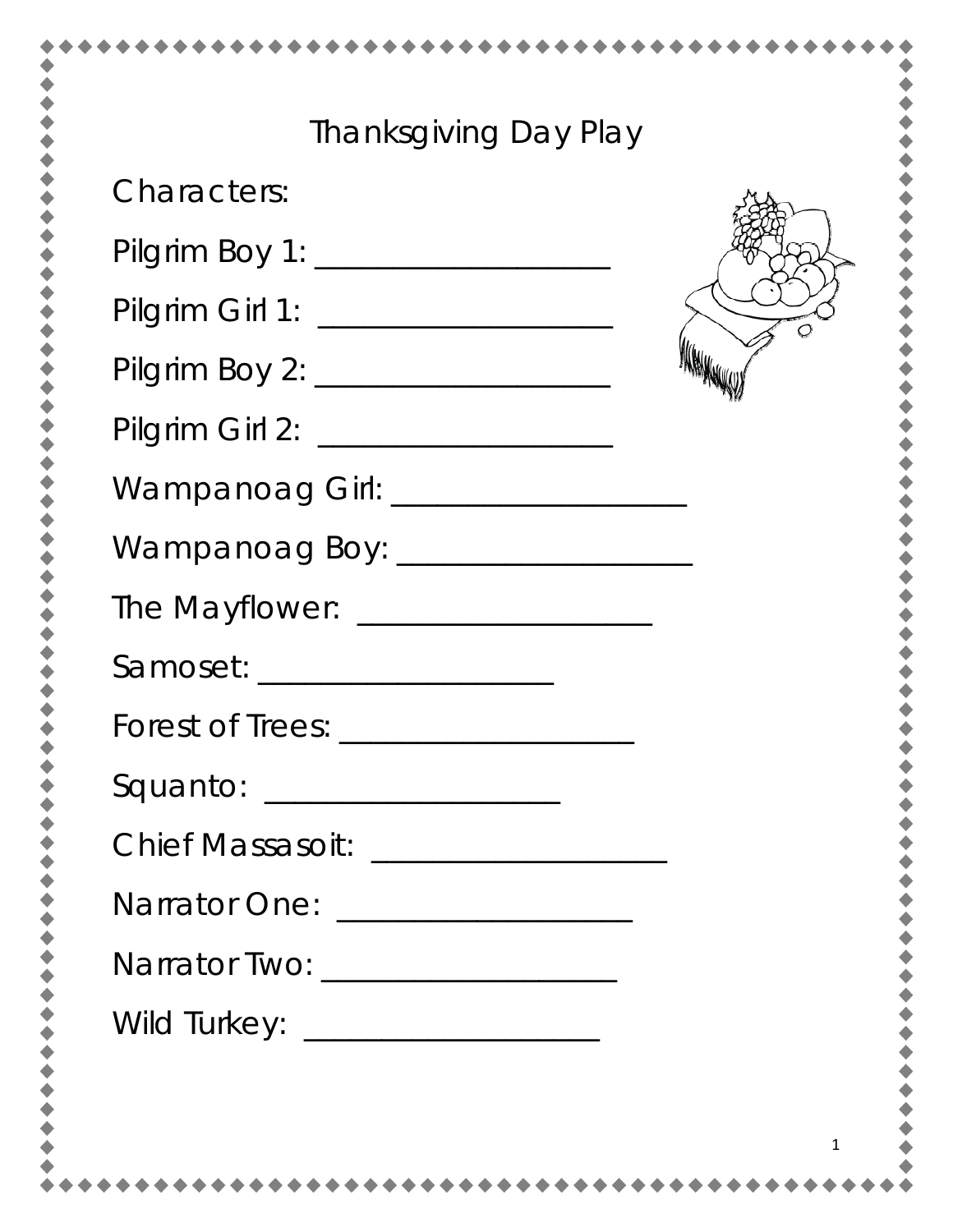# Thanksgiving Day Play

Characters:

Pilgrim Boy 1: ___________________

Pilgrim Girl 1: ___________________

Pilgrim Boy 2: ___________________

Pilgrim Girl 2: ___________________

Wampanoag Girl: ___________________

Wampanoag Boy: ___________________

The Mayflower: ___________________

Samoset: ___________________

Forest of Trees: ___________________

Squanto: ___________________

Chief Massasoit: ___________________

Narrator One: ___________________

Narrator Two: ___________________

Wild Turkey: ___________________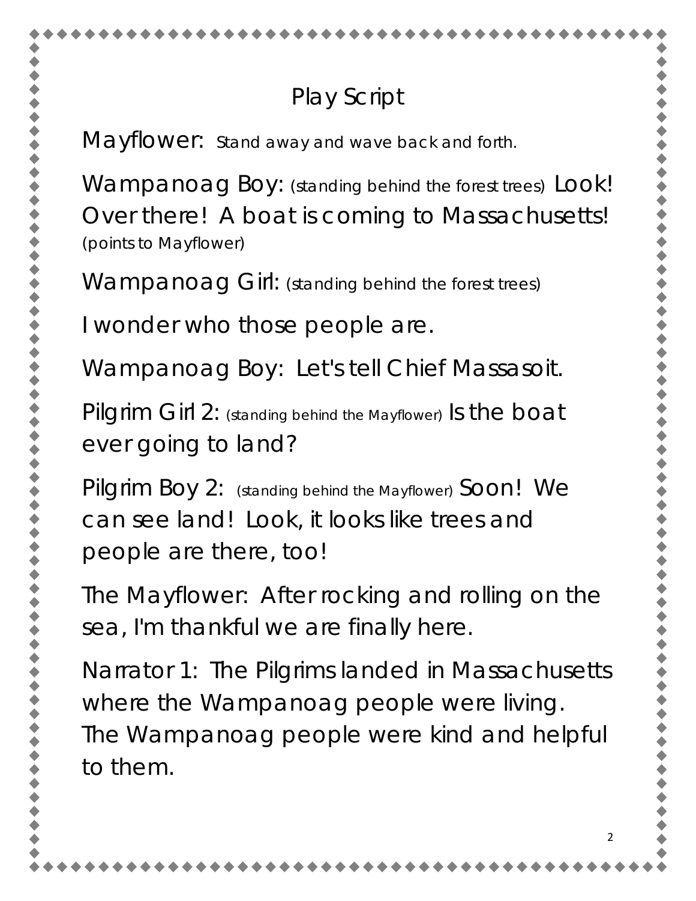# Play Script

Mayflower: Stand away and wave back and forth.

Wampanoag Boy: (standing behind the forest trees) Look! Over there! A boat is coming to Massachusetts! (points to Mayflower)

Wampanoag Girl: (standing behind the forest trees)

I wonder who those people are.

Wampanoag Boy: Let's tell Chief Massasoit.

Pilgrim Girl 2: (standing behind the Mayflower) Is the boat ever going to land?

Pilgrim Boy 2: (standing behind the Mayflower) Soon! We can see land! Look, it looks like trees and people are there, too!

The Mayflower: After rocking and rolling on the sea, I'm thankful we are finally here.

Narrator 1: The Pilgrims landed in Massachusetts where the Wampanoag people were living. The Wampanoag people were kind and helpful to them.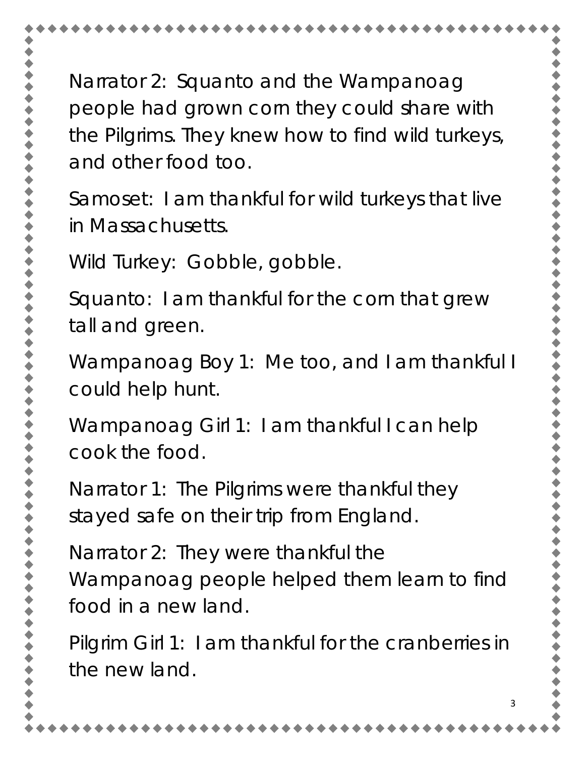Narrator 2: Squanto and the Wampanoag people had grown corn they could share with the Pilgrims. They knew how to find wild turkeys, and other food too.

Samoset: I am thankful for wild turkeys that live in Massachusetts.

Wild Turkey: Gobble, gobble.

Squanto: I am thankful for the corn that grew tall and green.

Wampanoag Boy 1: Me too, and I am thankful I could help hunt.

Wampanoag Girl 1: I am thankful I can help cook the food.

Narrator 1: The Pilgrims were thankful they stayed safe on their trip from England.

Narrator 2: They were thankful the Wampanoag people helped them learn to find food in a new land.

Pilgrim Girl 1: I am thankful for the cranberries in the new land.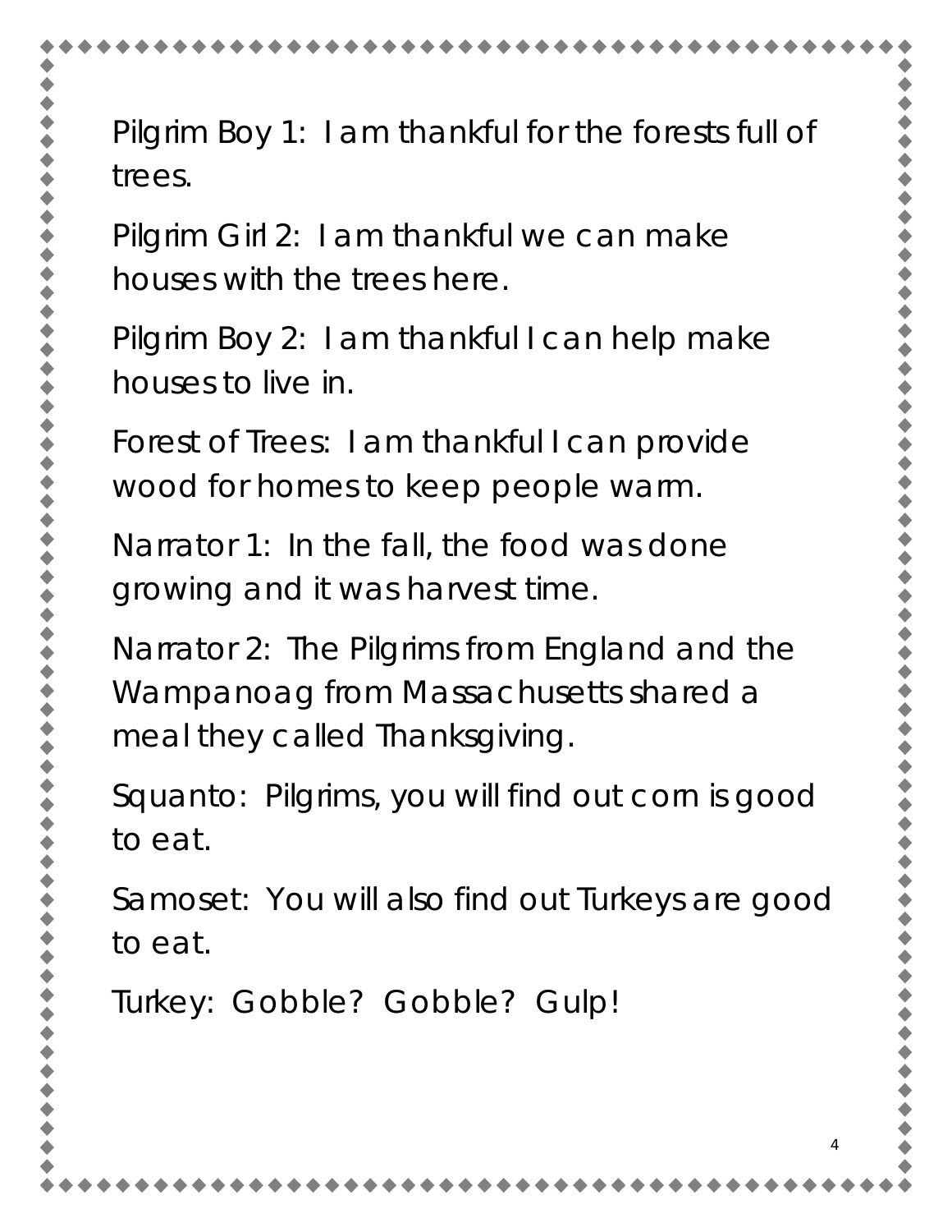Pilgrim Boy 1: I am thankful for the forests full of trees.

Pilgrim Girl 2: I am thankful we can make houses with the trees here.

Pilgrim Boy 2: I am thankful I can help make houses to live in.

Forest of Trees: I am thankful I can provide wood for homes to keep people warm.

Narrator 1: In the fall, the food was done growing and it was harvest time.

Narrator 2: The Pilgrims from England and the Wampanoag from Massachusetts shared a meal they called Thanksgiving.

Squanto: Pilgrims, you will find out corn is good to eat.

Samoset: You will also find out Turkeys are good to eat.

Turkey: Gobble? Gobble? Gulp!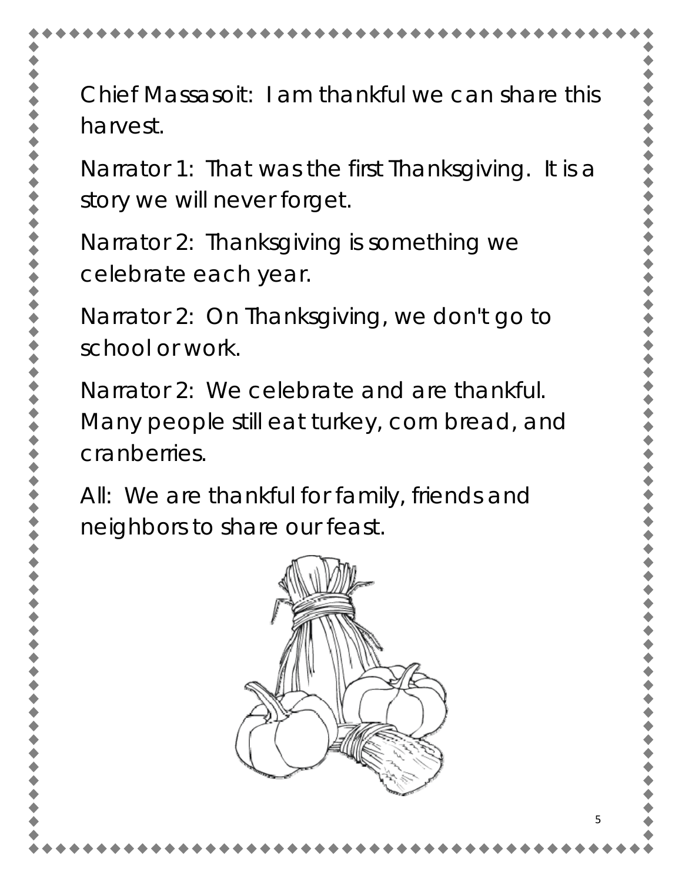Chief Massasoit: I am thankful we can share this harvest.

Narrator 1: That was the first Thanksgiving. It is a story we will never forget.

Narrator 2: Thanksgiving is something we celebrate each year.

Narrator 2: On Thanksgiving, we don't go to school or work.

Narrator 2: We celebrate and are thankful. Many people still eat turkey, corn bread, and cranberries.

All: We are thankful for family, friends and neighbors to share our feast.